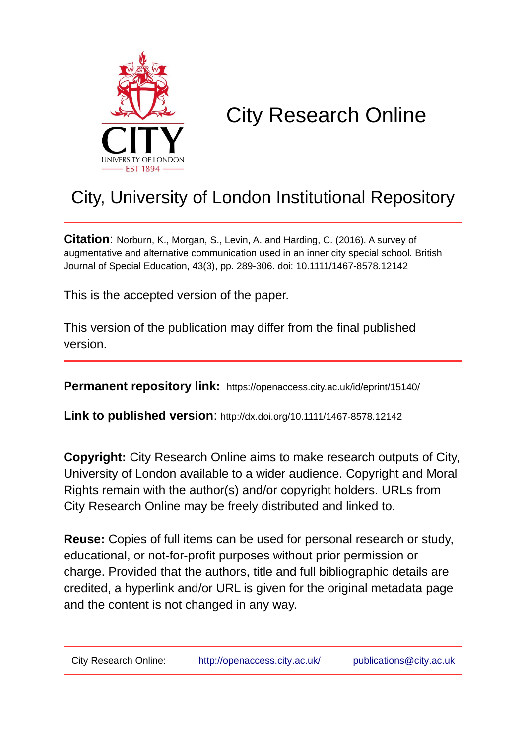# City Research Online

## City, University of London Institutional Repository

**Citation**: Norburn, K., Morgan, S., Levin, A. and Harding, C. (2016). A survey of augmentative and alternative communication used in an inner city special school. British Journal of Special Education, 43(3), pp. 289-306. doi: 10.1111/1467-8578.12142

This is the accepted version of the paper.

This version of the publication may differ from the final published version.

---

**Permanent repository link:** https://openaccess.city.ac.uk/id/eprint/15140/

**Link to published version**: http://dx.doi.org/10.1111/1467-8578.12142

**Copyright:** City Research Online aims to make research outputs of City, University of London available to a wider audience. Copyright and Moral Rights remain with the author(s) and/or copyright holders. URLs from City Research Online may be freely distributed and linked to.

**Reuse:** Copies of full items can be used for personal research or study, educational, or not-for-profit purposes without prior permission or charge. Provided that the authors, title and full bibliographic details are credited, a hyperlink and/or URL is given for the original metadata page and the content is not changed in any way.

---

City Research Online: http://openaccess.city.ac.uk/ publications@city.ac.uk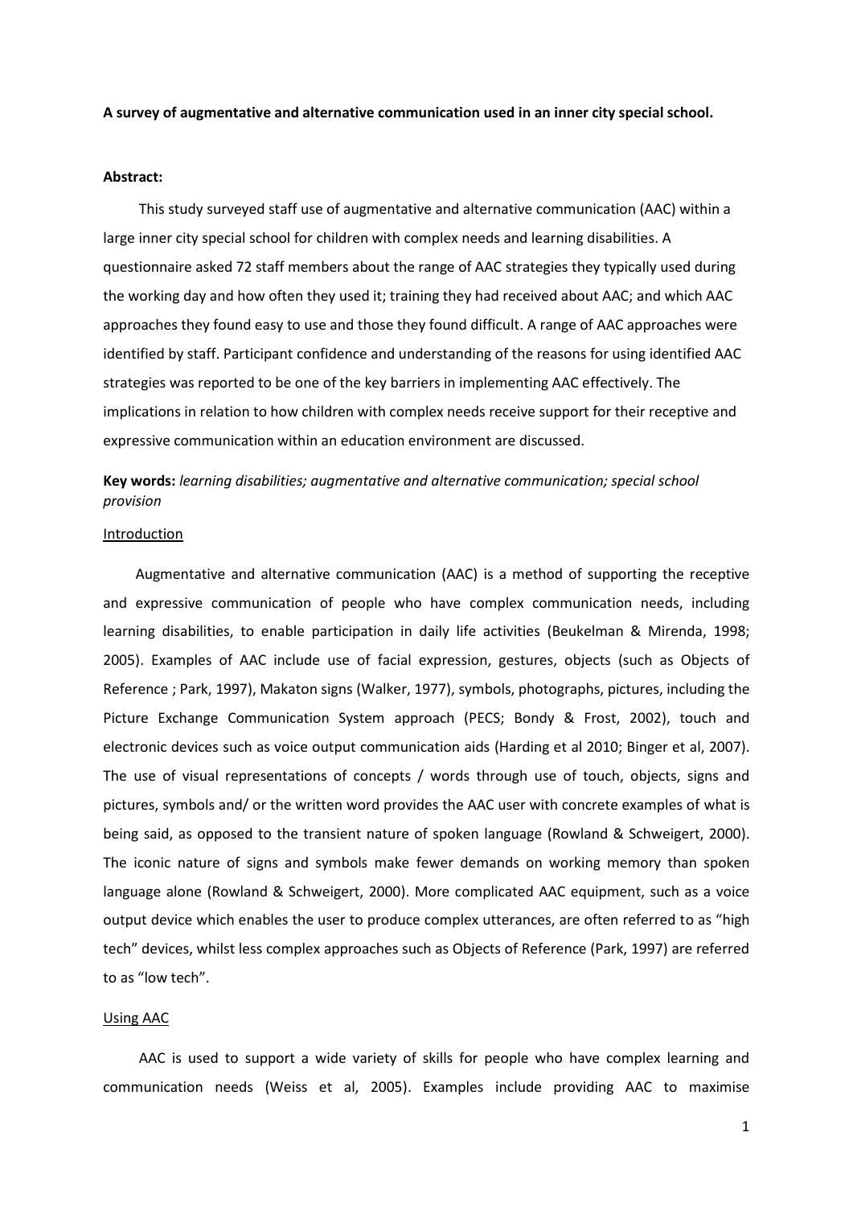**A survey of augmentative and alternative communication used in an inner city special school.**

**Abstract:**

This study surveyed staff use of augmentative and alternative communication (AAC) within a large inner city special school for children with complex needs and learning disabilities. A questionnaire asked 72 staff members about the range of AAC strategies they typically used during the working day and how often they used it; training they had received about AAC; and which AAC approaches they found easy to use and those they found difficult. A range of AAC approaches were identified by staff. Participant confidence and understanding of the reasons for using identified AAC strategies was reported to be one of the key barriers in implementing AAC effectively. The implications in relation to how children with complex needs receive support for their receptive and expressive communication within an education environment are discussed.

**Key words:** *learning disabilities; augmentative and alternative communication; special school provision*

## Introduction

Augmentative and alternative communication (AAC) is a method of supporting the receptive and expressive communication of people who have complex communication needs, including learning disabilities, to enable participation in daily life activities (Beukelman & Mirenda, 1998; 2005). Examples of AAC include use of facial expression, gestures, objects (such as Objects of Reference ; Park, 1997), Makaton signs (Walker, 1977), symbols, photographs, pictures, including the Picture Exchange Communication System approach (PECS; Bondy & Frost, 2002), touch and electronic devices such as voice output communication aids (Harding et al 2010; Binger et al, 2007). The use of visual representations of concepts / words through use of touch, objects, signs and pictures, symbols and/ or the written word provides the AAC user with concrete examples of what is being said, as opposed to the transient nature of spoken language (Rowland & Schweigert, 2000). The iconic nature of signs and symbols make fewer demands on working memory than spoken language alone (Rowland & Schweigert, 2000). More complicated AAC equipment, such as a voice output device which enables the user to produce complex utterances, are often referred to as "high tech" devices, whilst less complex approaches such as Objects of Reference (Park, 1997) are referred to as "low tech".

## Using AAC

AAC is used to support a wide variety of skills for people who have complex learning and communication needs (Weiss et al, 2005). Examples include providing AAC to maximise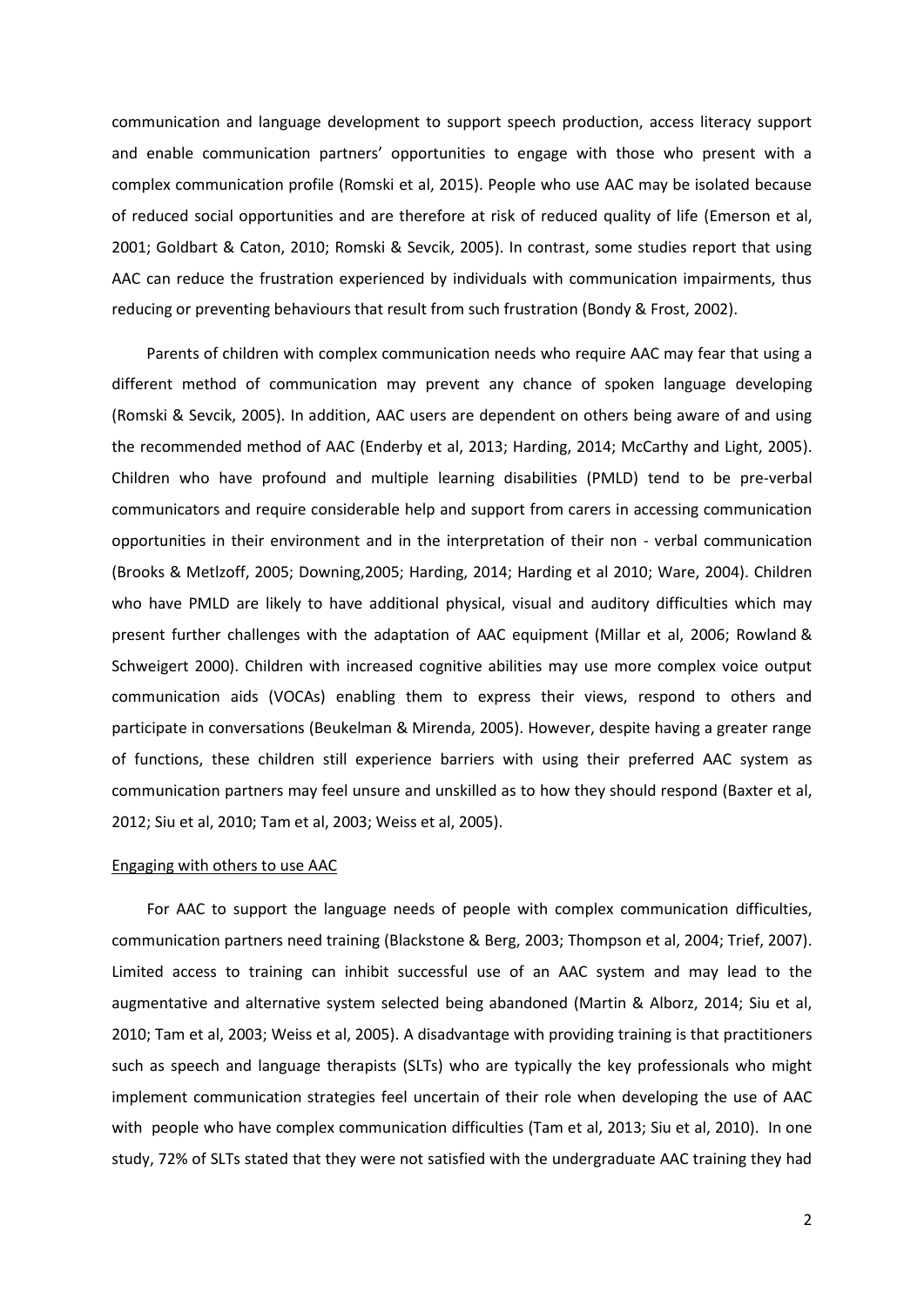communication and language development to support speech production, access literacy support and enable communication partners' opportunities to engage with those who present with a complex communication profile (Romski et al, 2015). People who use AAC may be isolated because of reduced social opportunities and are therefore at risk of reduced quality of life (Emerson et al, 2001; Goldbart & Caton, 2010; Romski & Sevcik, 2005). In contrast, some studies report that using AAC can reduce the frustration experienced by individuals with communication impairments, thus reducing or preventing behaviours that result from such frustration (Bondy & Frost, 2002).

Parents of children with complex communication needs who require AAC may fear that using a different method of communication may prevent any chance of spoken language developing (Romski & Sevcik, 2005). In addition, AAC users are dependent on others being aware of and using the recommended method of AAC (Enderby et al, 2013; Harding, 2014; McCarthy and Light, 2005). Children who have profound and multiple learning disabilities (PMLD) tend to be pre-verbal communicators and require considerable help and support from carers in accessing communication opportunities in their environment and in the interpretation of their non - verbal communication (Brooks & Metlzoff, 2005; Downing,2005; Harding, 2014; Harding et al 2010; Ware, 2004). Children who have PMLD are likely to have additional physical, visual and auditory difficulties which may present further challenges with the adaptation of AAC equipment (Millar et al, 2006; Rowland & Schweigert 2000). Children with increased cognitive abilities may use more complex voice output communication aids (VOCAs) enabling them to express their views, respond to others and participate in conversations (Beukelman & Mirenda, 2005). However, despite having a greater range of functions, these children still experience barriers with using their preferred AAC system as communication partners may feel unsure and unskilled as to how they should respond (Baxter et al, 2012; Siu et al, 2010; Tam et al, 2003; Weiss et al, 2005).

Engaging with others to use AAC

For AAC to support the language needs of people with complex communication difficulties, communication partners need training (Blackstone & Berg, 2003; Thompson et al, 2004; Trief, 2007). Limited access to training can inhibit successful use of an AAC system and may lead to the augmentative and alternative system selected being abandoned (Martin & Alborz, 2014; Siu et al, 2010; Tam et al, 2003; Weiss et al, 2005). A disadvantage with providing training is that practitioners such as speech and language therapists (SLTs) who are typically the key professionals who might implement communication strategies feel uncertain of their role when developing the use of AAC with people who have complex communication difficulties (Tam et al, 2013; Siu et al, 2010). In one study, 72% of SLTs stated that they were not satisfied with the undergraduate AAC training they had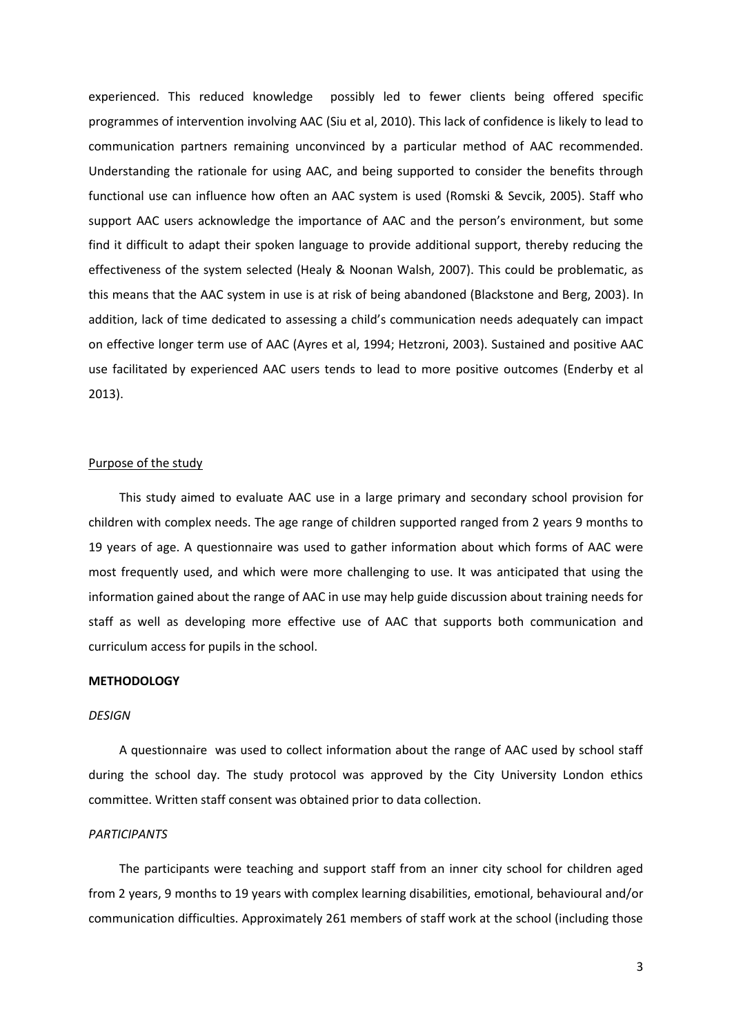experienced. This reduced knowledge possibly led to fewer clients being offered specific programmes of intervention involving AAC (Siu et al, 2010). This lack of confidence is likely to lead to communication partners remaining unconvinced by a particular method of AAC recommended. Understanding the rationale for using AAC, and being supported to consider the benefits through functional use can influence how often an AAC system is used (Romski & Sevcik, 2005). Staff who support AAC users acknowledge the importance of AAC and the person's environment, but some find it difficult to adapt their spoken language to provide additional support, thereby reducing the effectiveness of the system selected (Healy & Noonan Walsh, 2007). This could be problematic, as this means that the AAC system in use is at risk of being abandoned (Blackstone and Berg, 2003). In addition, lack of time dedicated to assessing a child's communication needs adequately can impact on effective longer term use of AAC (Ayres et al, 1994; Hetzroni, 2003). Sustained and positive AAC use facilitated by experienced AAC users tends to lead to more positive outcomes (Enderby et al 2013).

## Purpose of the study

This study aimed to evaluate AAC use in a large primary and secondary school provision for children with complex needs. The age range of children supported ranged from 2 years 9 months to 19 years of age. A questionnaire was used to gather information about which forms of AAC were most frequently used, and which were more challenging to use. It was anticipated that using the information gained about the range of AAC in use may help guide discussion about training needs for staff as well as developing more effective use of AAC that supports both communication and curriculum access for pupils in the school.

## METHODOLOGY

### *DESIGN*

A questionnaire was used to collect information about the range of AAC used by school staff during the school day. The study protocol was approved by the City University London ethics committee. Written staff consent was obtained prior to data collection.

### *PARTICIPANTS*

The participants were teaching and support staff from an inner city school for children aged from 2 years, 9 months to 19 years with complex learning disabilities, emotional, behavioural and/or communication difficulties. Approximately 261 members of staff work at the school (including those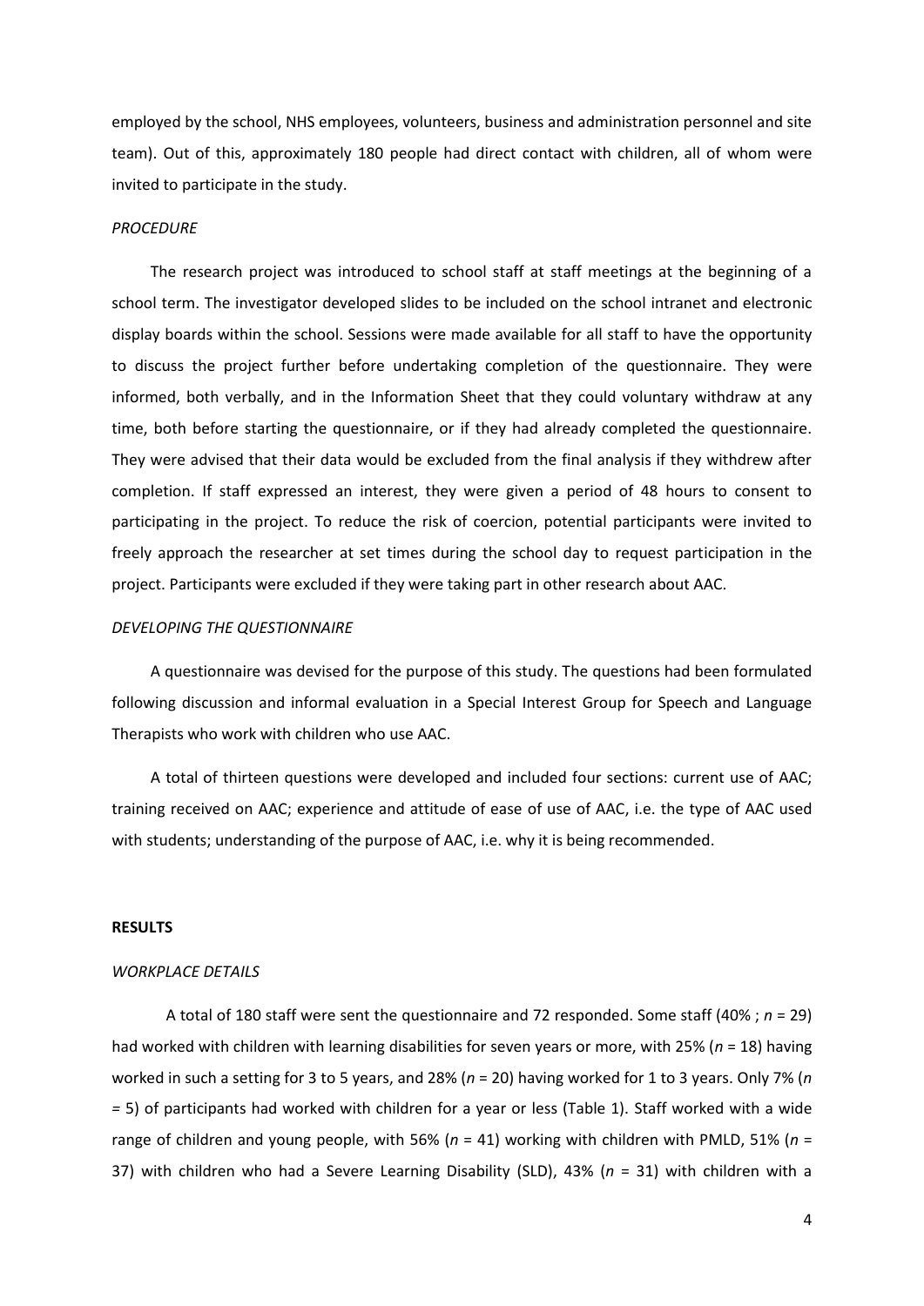employed by the school, NHS employees, volunteers, business and administration personnel and site team). Out of this, approximately 180 people had direct contact with children, all of whom were invited to participate in the study.

### *PROCEDURE*

The research project was introduced to school staff at staff meetings at the beginning of a school term. The investigator developed slides to be included on the school intranet and electronic display boards within the school. Sessions were made available for all staff to have the opportunity to discuss the project further before undertaking completion of the questionnaire. They were informed, both verbally, and in the Information Sheet that they could voluntary withdraw at any time, both before starting the questionnaire, or if they had already completed the questionnaire. They were advised that their data would be excluded from the final analysis if they withdrew after completion. If staff expressed an interest, they were given a period of 48 hours to consent to participating in the project. To reduce the risk of coercion, potential participants were invited to freely approach the researcher at set times during the school day to request participation in the project. Participants were excluded if they were taking part in other research about AAC.

### *DEVELOPING THE QUESTIONNAIRE*

A questionnaire was devised for the purpose of this study. The questions had been formulated following discussion and informal evaluation in a Special Interest Group for Speech and Language Therapists who work with children who use AAC.

A total of thirteen questions were developed and included four sections: current use of AAC; training received on AAC; experience and attitude of ease of use of AAC, i.e. the type of AAC used with students; understanding of the purpose of AAC, i.e. why it is being recommended.

## **RESULTS**

### *WORKPLACE DETAILS*

A total of 180 staff were sent the questionnaire and 72 responded. Some staff (40% ; *n* = 29) had worked with children with learning disabilities for seven years or more, with 25% (*n* = 18) having worked in such a setting for 3 to 5 years, and 28% (*n* = 20) having worked for 1 to 3 years. Only 7% (*n* = 5) of participants had worked with children for a year or less (Table 1). Staff worked with a wide range of children and young people, with 56% (*n* = 41) working with children with PMLD, 51% (*n* = 37) with children who had a Severe Learning Disability (SLD), 43% (*n* = 31) with children with a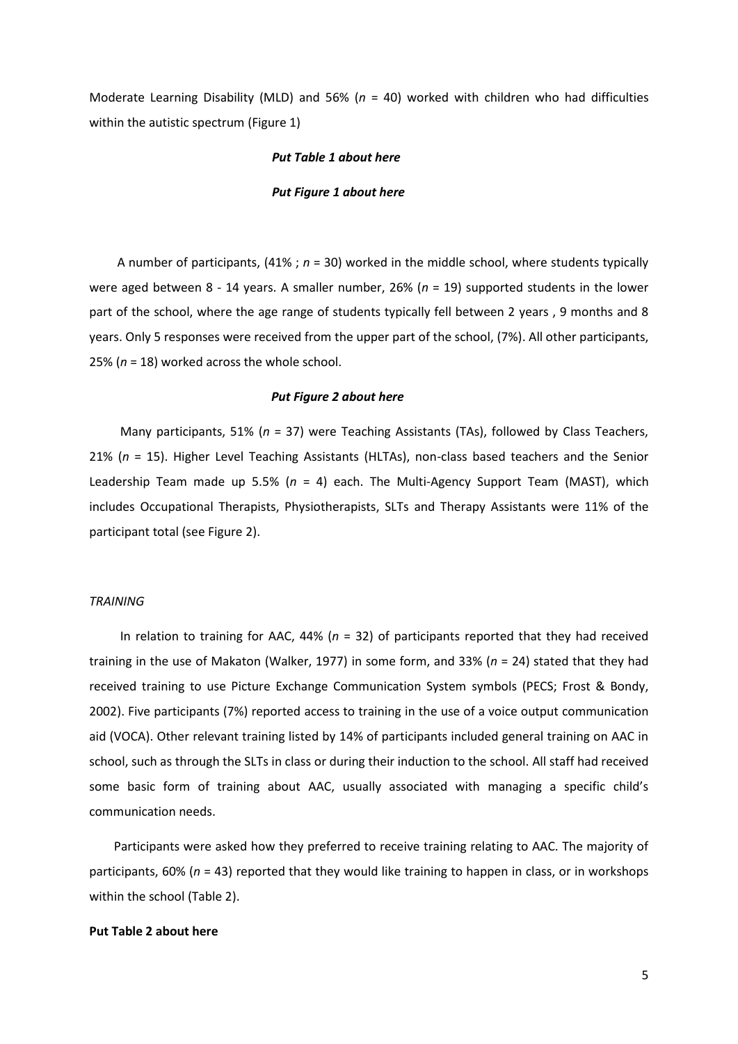Moderate Learning Disability (MLD) and 56% (*n* = 40) worked with children who had difficulties within the autistic spectrum (Figure 1)

***Put Table 1 about here***

***Put Figure 1 about here***

A number of participants, (41% ; *n* = 30) worked in the middle school, where students typically were aged between 8 - 14 years. A smaller number, 26% (*n* = 19) supported students in the lower part of the school, where the age range of students typically fell between 2 years , 9 months and 8 years. Only 5 responses were received from the upper part of the school, (7%). All other participants, 25% (*n* = 18) worked across the whole school.

***Put Figure 2 about here***

Many participants, 51% (*n* = 37) were Teaching Assistants (TAs), followed by Class Teachers, 21% (*n* = 15). Higher Level Teaching Assistants (HLTAs), non-class based teachers and the Senior Leadership Team made up 5.5% (*n* = 4) each. The Multi-Agency Support Team (MAST), which includes Occupational Therapists, Physiotherapists, SLTs and Therapy Assistants were 11% of the participant total (see Figure 2).

*TRAINING*

In relation to training for AAC, 44% (*n* = 32) of participants reported that they had received training in the use of Makaton (Walker, 1977) in some form, and 33% (*n* = 24) stated that they had received training to use Picture Exchange Communication System symbols (PECS; Frost & Bondy, 2002). Five participants (7%) reported access to training in the use of a voice output communication aid (VOCA). Other relevant training listed by 14% of participants included general training on AAC in school, such as through the SLTs in class or during their induction to the school. All staff had received some basic form of training about AAC, usually associated with managing a specific child's communication needs.

Participants were asked how they preferred to receive training relating to AAC. The majority of participants, 60% (*n* = 43) reported that they would like training to happen in class, or in workshops within the school (Table 2).

**Put Table 2 about here**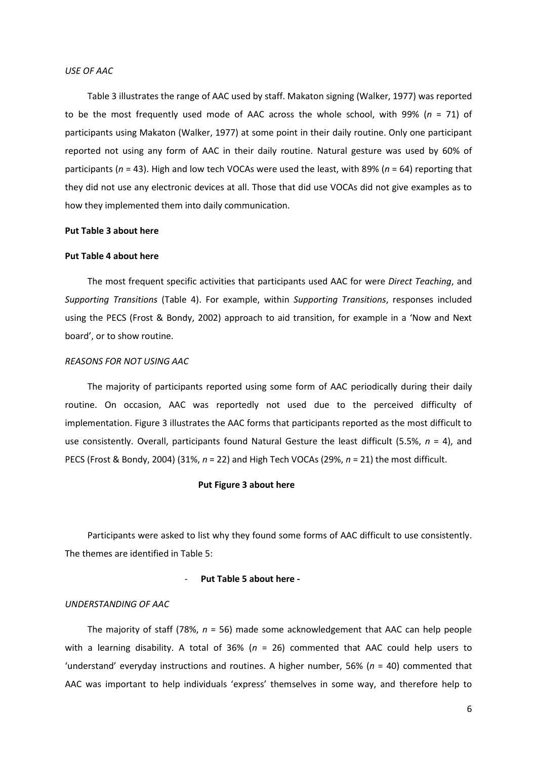*USE OF AAC*

Table 3 illustrates the range of AAC used by staff. Makaton signing (Walker, 1977) was reported to be the most frequently used mode of AAC across the whole school, with 99% ($n$ = 71) of participants using Makaton (Walker, 1977) at some point in their daily routine. Only one participant reported not using any form of AAC in their daily routine. Natural gesture was used by 60% of participants ($n$ = 43). High and low tech VOCAs were used the least, with 89% ($n$ = 64) reporting that they did not use any electronic devices at all. Those that did use VOCAs did not give examples as to how they implemented them into daily communication.

**Put Table 3 about here**

**Put Table 4 about here**

The most frequent specific activities that participants used AAC for were *Direct Teaching*, and *Supporting Transitions* (Table 4). For example, within *Supporting Transitions*, responses included using the PECS (Frost & Bondy, 2002) approach to aid transition, for example in a 'Now and Next board', or to show routine.

*REASONS FOR NOT USING AAC*

The majority of participants reported using some form of AAC periodically during their daily routine. On occasion, AAC was reportedly not used due to the perceived difficulty of implementation. Figure 3 illustrates the AAC forms that participants reported as the most difficult to use consistently. Overall, participants found Natural Gesture the least difficult (5.5%, $n$ = 4), and PECS (Frost & Bondy, 2004) (31%, $n$ = 22) and High Tech VOCAs (29%, $n$ = 21) the most difficult.

**Put Figure 3 about here**

Participants were asked to list why they found some forms of AAC difficult to use consistently. The themes are identified in Table 5:

- **Put Table 5 about here -**

*UNDERSTANDING OF AAC*

The majority of staff (78%, $n$ = 56) made some acknowledgement that AAC can help people with a learning disability. A total of 36% ($n$ = 26) commented that AAC could help users to 'understand' everyday instructions and routines. A higher number, 56% ($n$ = 40) commented that AAC was important to help individuals 'express' themselves in some way, and therefore help to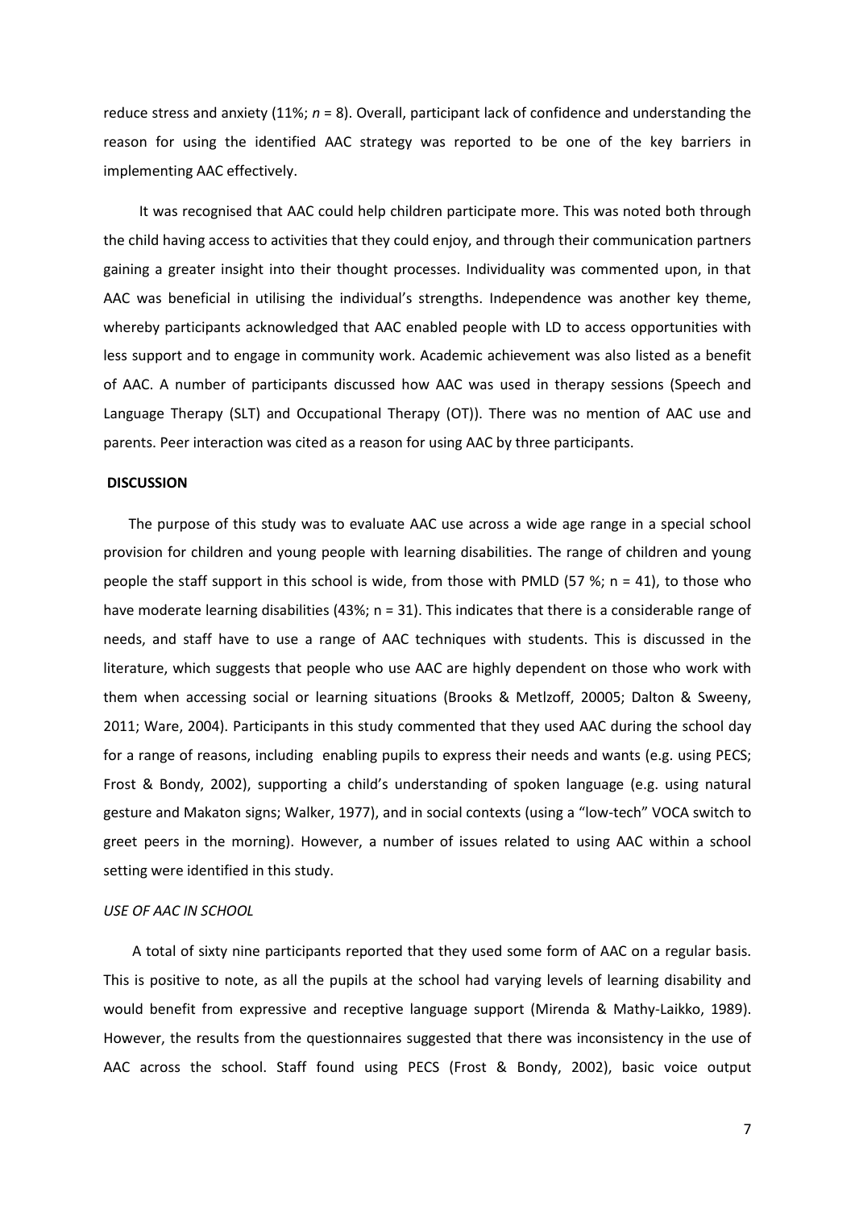reduce stress and anxiety (11%; *n* = 8). Overall, participant lack of confidence and understanding the reason for using the identified AAC strategy was reported to be one of the key barriers in implementing AAC effectively.

It was recognised that AAC could help children participate more. This was noted both through the child having access to activities that they could enjoy, and through their communication partners gaining a greater insight into their thought processes. Individuality was commented upon, in that AAC was beneficial in utilising the individual's strengths. Independence was another key theme, whereby participants acknowledged that AAC enabled people with LD to access opportunities with less support and to engage in community work. Academic achievement was also listed as a benefit of AAC. A number of participants discussed how AAC was used in therapy sessions (Speech and Language Therapy (SLT) and Occupational Therapy (OT)). There was no mention of AAC use and parents. Peer interaction was cited as a reason for using AAC by three participants.

## DISCUSSION

The purpose of this study was to evaluate AAC use across a wide age range in a special school provision for children and young people with learning disabilities. The range of children and young people the staff support in this school is wide, from those with PMLD (57 %; n = 41), to those who have moderate learning disabilities (43%; n = 31). This indicates that there is a considerable range of needs, and staff have to use a range of AAC techniques with students. This is discussed in the literature, which suggests that people who use AAC are highly dependent on those who work with them when accessing social or learning situations (Brooks & Metlzoff, 20005; Dalton & Sweeny, 2011; Ware, 2004). Participants in this study commented that they used AAC during the school day for a range of reasons, including enabling pupils to express their needs and wants (e.g. using PECS; Frost & Bondy, 2002), supporting a child's understanding of spoken language (e.g. using natural gesture and Makaton signs; Walker, 1977), and in social contexts (using a "low-tech" VOCA switch to greet peers in the morning). However, a number of issues related to using AAC within a school setting were identified in this study.

### *USE OF AAC IN SCHOOL*

A total of sixty nine participants reported that they used some form of AAC on a regular basis. This is positive to note, as all the pupils at the school had varying levels of learning disability and would benefit from expressive and receptive language support (Mirenda & Mathy-Laikko, 1989). However, the results from the questionnaires suggested that there was inconsistency in the use of AAC across the school. Staff found using PECS (Frost & Bondy, 2002), basic voice output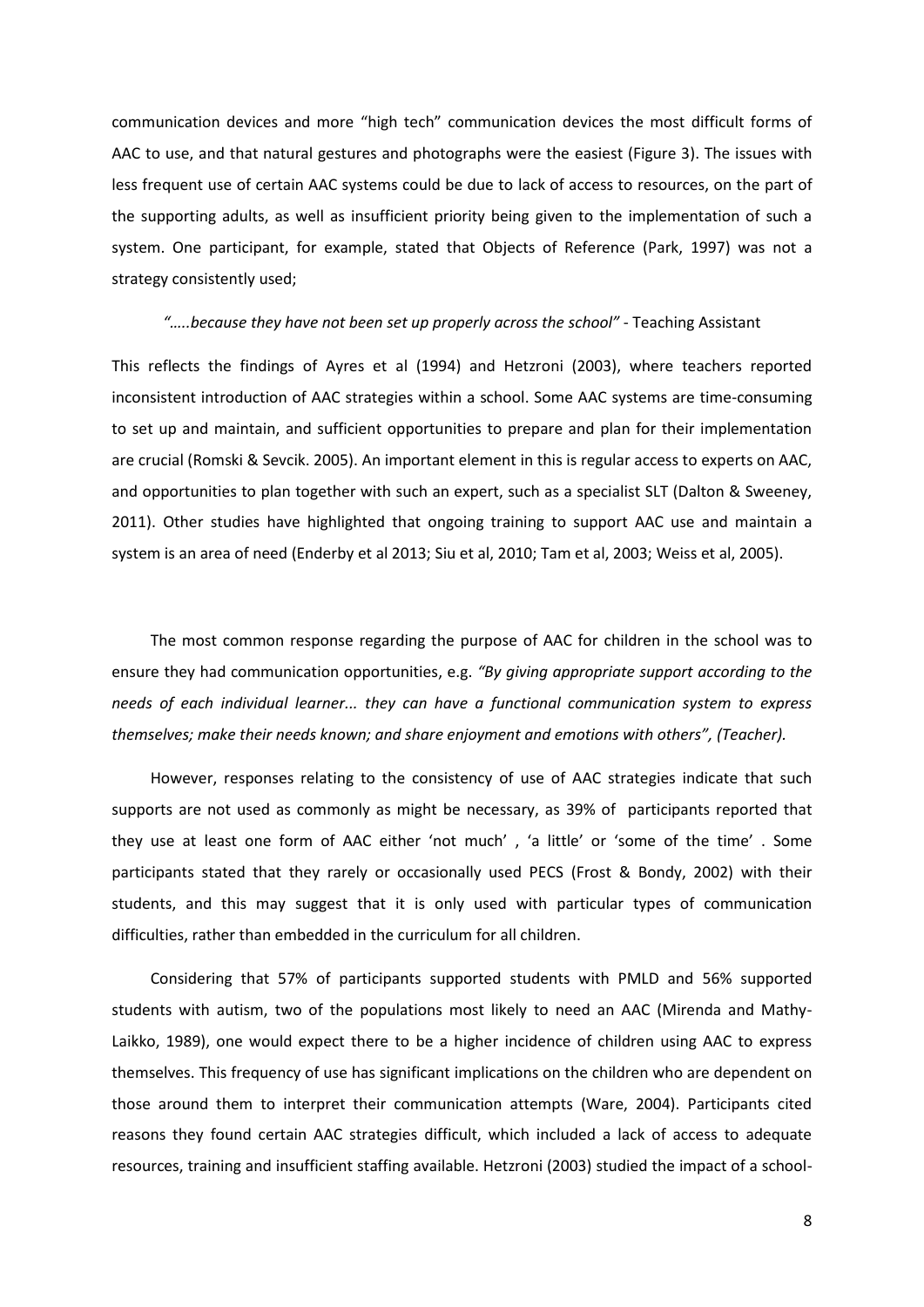communication devices and more “high tech” communication devices the most difficult forms of AAC to use, and that natural gestures and photographs were the easiest (Figure 3). The issues with less frequent use of certain AAC systems could be due to lack of access to resources, on the part of the supporting adults, as well as insufficient priority being given to the implementation of such a system. One participant, for example, stated that Objects of Reference (Park, 1997) was not a strategy consistently used;

*“…..because they have not been set up properly across the school”* - Teaching Assistant

This reflects the findings of Ayres et al (1994) and Hetzroni (2003), where teachers reported inconsistent introduction of AAC strategies within a school. Some AAC systems are time-consuming to set up and maintain, and sufficient opportunities to prepare and plan for their implementation are crucial (Romski & Sevcik. 2005). An important element in this is regular access to experts on AAC, and opportunities to plan together with such an expert, such as a specialist SLT (Dalton & Sweeney, 2011). Other studies have highlighted that ongoing training to support AAC use and maintain a system is an area of need (Enderby et al 2013; Siu et al, 2010; Tam et al, 2003; Weiss et al, 2005).

The most common response regarding the purpose of AAC for children in the school was to ensure they had communication opportunities, e.g. *“By giving appropriate support according to the needs of each individual learner... they can have a functional communication system to express themselves; make their needs known; and share enjoyment and emotions with others”, (Teacher).*

However, responses relating to the consistency of use of AAC strategies indicate that such supports are not used as commonly as might be necessary, as 39% of participants reported that they use at least one form of AAC either ‘not much’ , ‘a little’ or ‘some of the time’ . Some participants stated that they rarely or occasionally used PECS (Frost & Bondy, 2002) with their students, and this may suggest that it is only used with particular types of communication difficulties, rather than embedded in the curriculum for all children.

Considering that 57% of participants supported students with PMLD and 56% supported students with autism, two of the populations most likely to need an AAC (Mirenda and Mathy-Laikko, 1989), one would expect there to be a higher incidence of children using AAC to express themselves. This frequency of use has significant implications on the children who are dependent on those around them to interpret their communication attempts (Ware, 2004). Participants cited reasons they found certain AAC strategies difficult, which included a lack of access to adequate resources, training and insufficient staffing available. Hetzroni (2003) studied the impact of a school-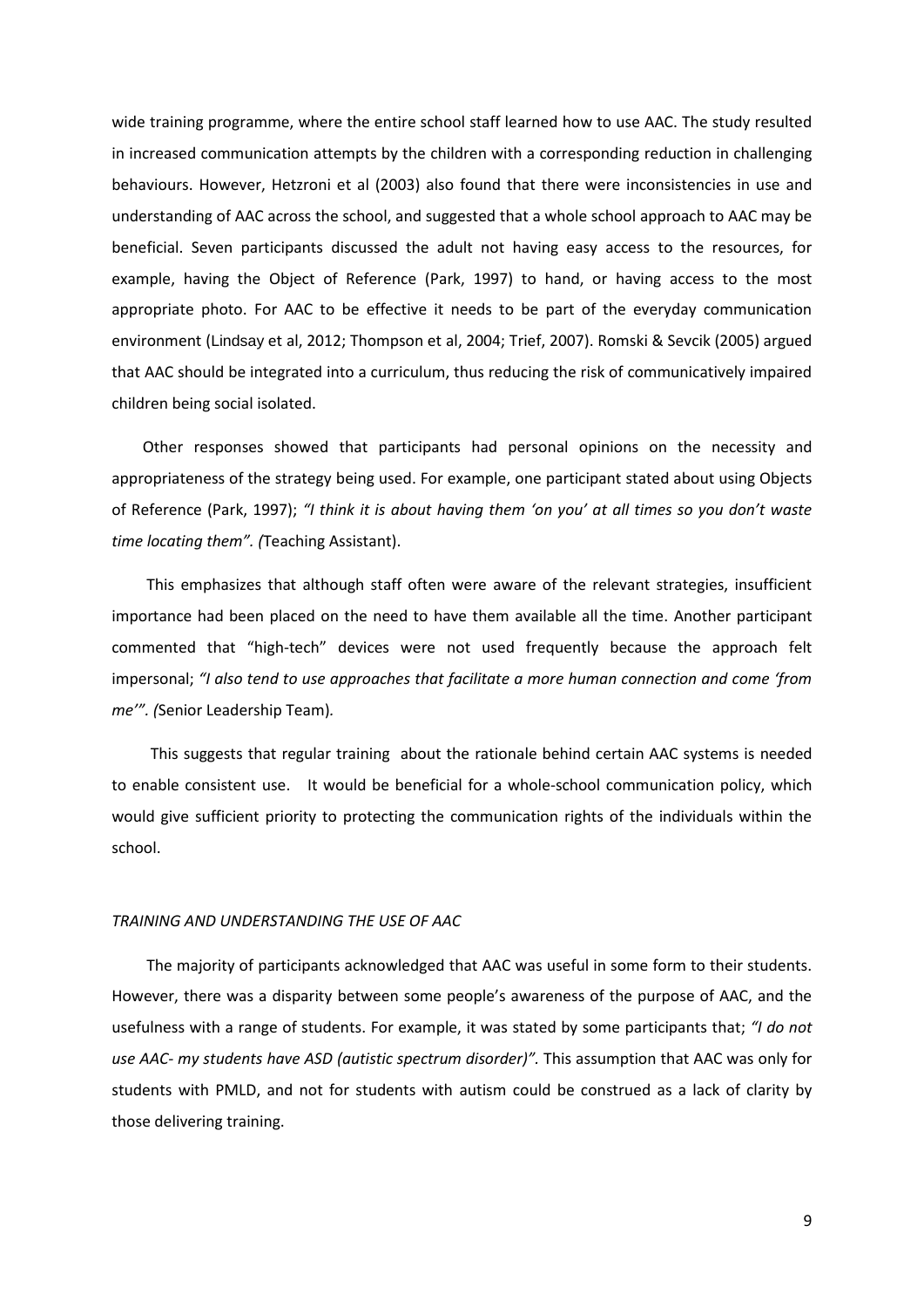wide training programme, where the entire school staff learned how to use AAC. The study resulted in increased communication attempts by the children with a corresponding reduction in challenging behaviours. However, Hetzroni et al (2003) also found that there were inconsistencies in use and understanding of AAC across the school, and suggested that a whole school approach to AAC may be beneficial. Seven participants discussed the adult not having easy access to the resources, for example, having the Object of Reference (Park, 1997) to hand, or having access to the most appropriate photo. For AAC to be effective it needs to be part of the everyday communication environment (Lindsay et al, 2012; Thompson et al, 2004; Trief, 2007). Romski & Sevcik (2005) argued that AAC should be integrated into a curriculum, thus reducing the risk of communicatively impaired children being social isolated.

Other responses showed that participants had personal opinions on the necessity and appropriateness of the strategy being used. For example, one participant stated about using Objects of Reference (Park, 1997); *"I think it is about having them 'on you' at all times so you don't waste time locating them". (*Teaching Assistant).

This emphasizes that although staff often were aware of the relevant strategies, insufficient importance had been placed on the need to have them available all the time. Another participant commented that "high-tech" devices were not used frequently because the approach felt impersonal; *"I also tend to use approaches that facilitate a more human connection and come 'from me'". (*Senior Leadership Team).

This suggests that regular training about the rationale behind certain AAC systems is needed to enable consistent use. It would be beneficial for a whole-school communication policy, which would give sufficient priority to protecting the communication rights of the individuals within the school.

*TRAINING AND UNDERSTANDING THE USE OF AAC*

The majority of participants acknowledged that AAC was useful in some form to their students. However, there was a disparity between some people's awareness of the purpose of AAC, and the usefulness with a range of students. For example, it was stated by some participants that; *"I do not use AAC- my students have ASD (autistic spectrum disorder)".* This assumption that AAC was only for students with PMLD, and not for students with autism could be construed as a lack of clarity by those delivering training.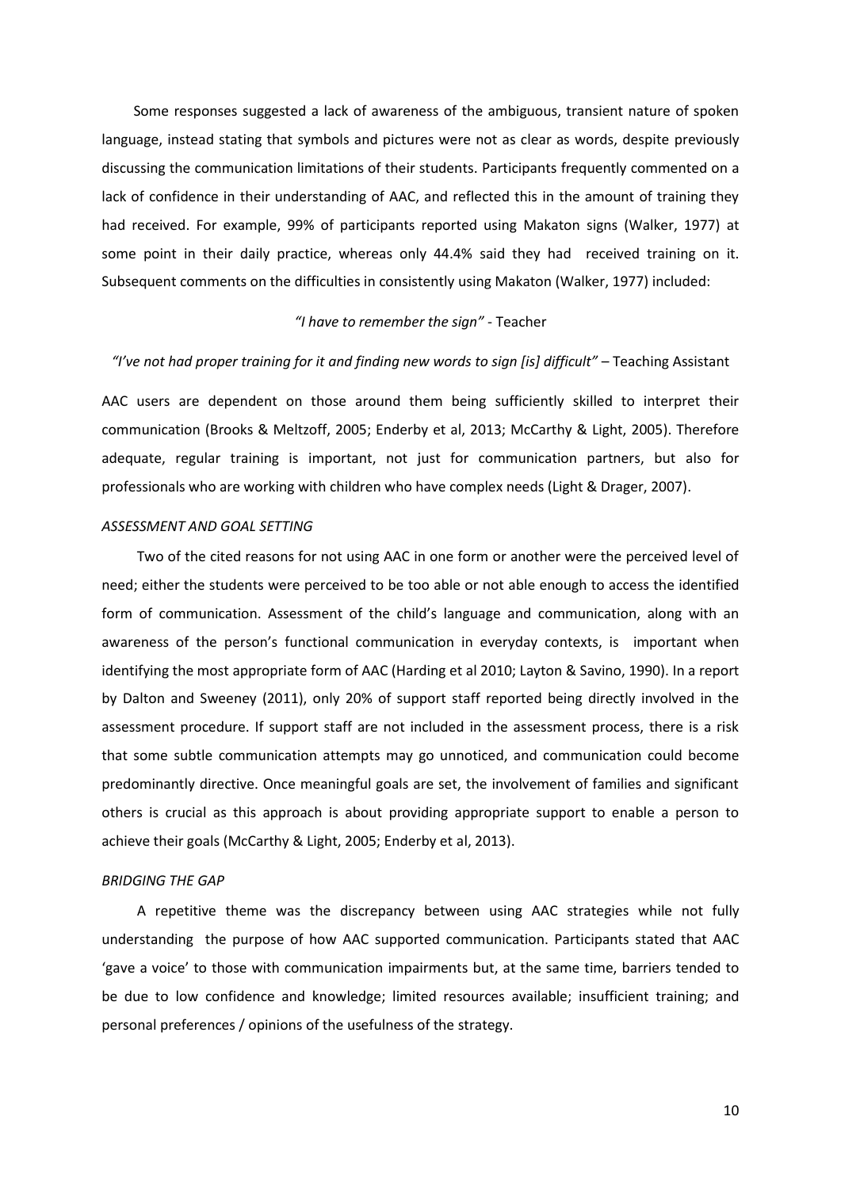Some responses suggested a lack of awareness of the ambiguous, transient nature of spoken language, instead stating that symbols and pictures were not as clear as words, despite previously discussing the communication limitations of their students. Participants frequently commented on a lack of confidence in their understanding of AAC, and reflected this in the amount of training they had received. For example, 99% of participants reported using Makaton signs (Walker, 1977) at some point in their daily practice, whereas only 44.4% said they had received training on it. Subsequent comments on the difficulties in consistently using Makaton (Walker, 1977) included:

*"I have to remember the sign"* - Teacher

*"I've not had proper training for it and finding new words to sign [is] difficult"* – Teaching Assistant

AAC users are dependent on those around them being sufficiently skilled to interpret their communication (Brooks & Meltzoff, 2005; Enderby et al, 2013; McCarthy & Light, 2005). Therefore adequate, regular training is important, not just for communication partners, but also for professionals who are working with children who have complex needs (Light & Drager, 2007).

*ASSESSMENT AND GOAL SETTING*

Two of the cited reasons for not using AAC in one form or another were the perceived level of need; either the students were perceived to be too able or not able enough to access the identified form of communication. Assessment of the child's language and communication, along with an awareness of the person's functional communication in everyday contexts, is important when identifying the most appropriate form of AAC (Harding et al 2010; Layton & Savino, 1990). In a report by Dalton and Sweeney (2011), only 20% of support staff reported being directly involved in the assessment procedure. If support staff are not included in the assessment process, there is a risk that some subtle communication attempts may go unnoticed, and communication could become predominantly directive. Once meaningful goals are set, the involvement of families and significant others is crucial as this approach is about providing appropriate support to enable a person to achieve their goals (McCarthy & Light, 2005; Enderby et al, 2013).

*BRIDGING THE GAP*

A repetitive theme was the discrepancy between using AAC strategies while not fully understanding the purpose of how AAC supported communication. Participants stated that AAC 'gave a voice' to those with communication impairments but, at the same time, barriers tended to be due to low confidence and knowledge; limited resources available; insufficient training; and personal preferences / opinions of the usefulness of the strategy.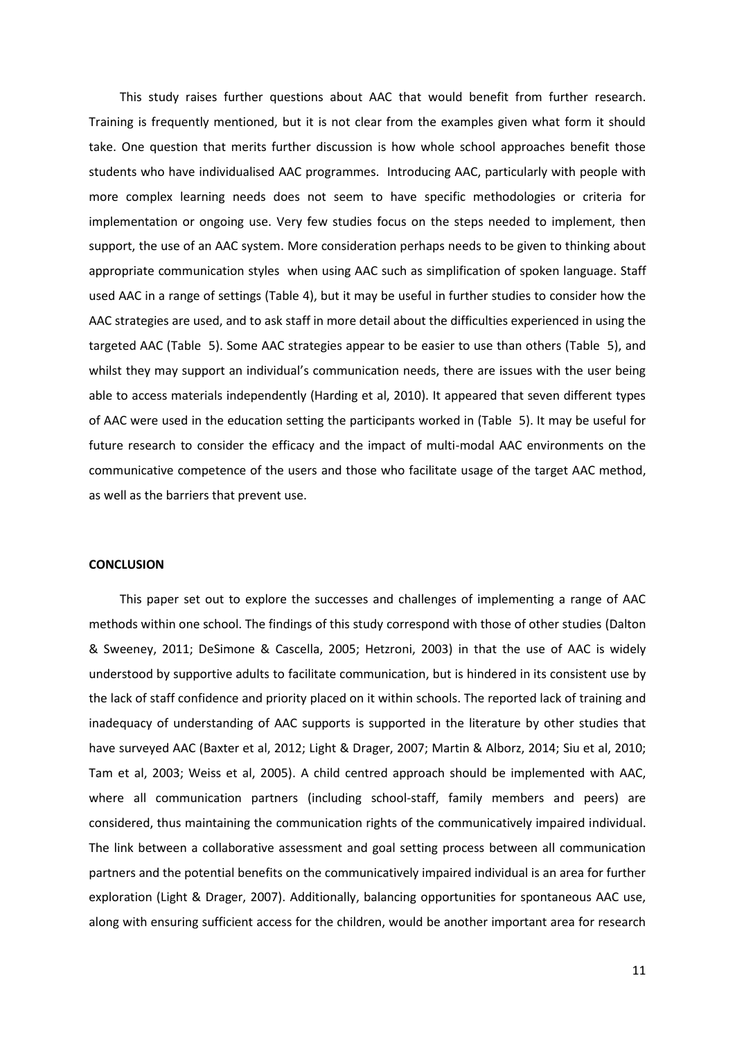This study raises further questions about AAC that would benefit from further research. Training is frequently mentioned, but it is not clear from the examples given what form it should take. One question that merits further discussion is how whole school approaches benefit those students who have individualised AAC programmes. Introducing AAC, particularly with people with more complex learning needs does not seem to have specific methodologies or criteria for implementation or ongoing use. Very few studies focus on the steps needed to implement, then support, the use of an AAC system. More consideration perhaps needs to be given to thinking about appropriate communication styles when using AAC such as simplification of spoken language. Staff used AAC in a range of settings (Table 4), but it may be useful in further studies to consider how the AAC strategies are used, and to ask staff in more detail about the difficulties experienced in using the targeted AAC (Table 5). Some AAC strategies appear to be easier to use than others (Table 5), and whilst they may support an individual's communication needs, there are issues with the user being able to access materials independently (Harding et al, 2010). It appeared that seven different types of AAC were used in the education setting the participants worked in (Table 5). It may be useful for future research to consider the efficacy and the impact of multi-modal AAC environments on the communicative competence of the users and those who facilitate usage of the target AAC method, as well as the barriers that prevent use.

**CONCLUSION**

This paper set out to explore the successes and challenges of implementing a range of AAC methods within one school. The findings of this study correspond with those of other studies (Dalton & Sweeney, 2011; DeSimone & Cascella, 2005; Hetzroni, 2003) in that the use of AAC is widely understood by supportive adults to facilitate communication, but is hindered in its consistent use by the lack of staff confidence and priority placed on it within schools. The reported lack of training and inadequacy of understanding of AAC supports is supported in the literature by other studies that have surveyed AAC (Baxter et al, 2012; Light & Drager, 2007; Martin & Alborz, 2014; Siu et al, 2010; Tam et al, 2003; Weiss et al, 2005). A child centred approach should be implemented with AAC, where all communication partners (including school-staff, family members and peers) are considered, thus maintaining the communication rights of the communicatively impaired individual. The link between a collaborative assessment and goal setting process between all communication partners and the potential benefits on the communicatively impaired individual is an area for further exploration (Light & Drager, 2007). Additionally, balancing opportunities for spontaneous AAC use, along with ensuring sufficient access for the children, would be another important area for research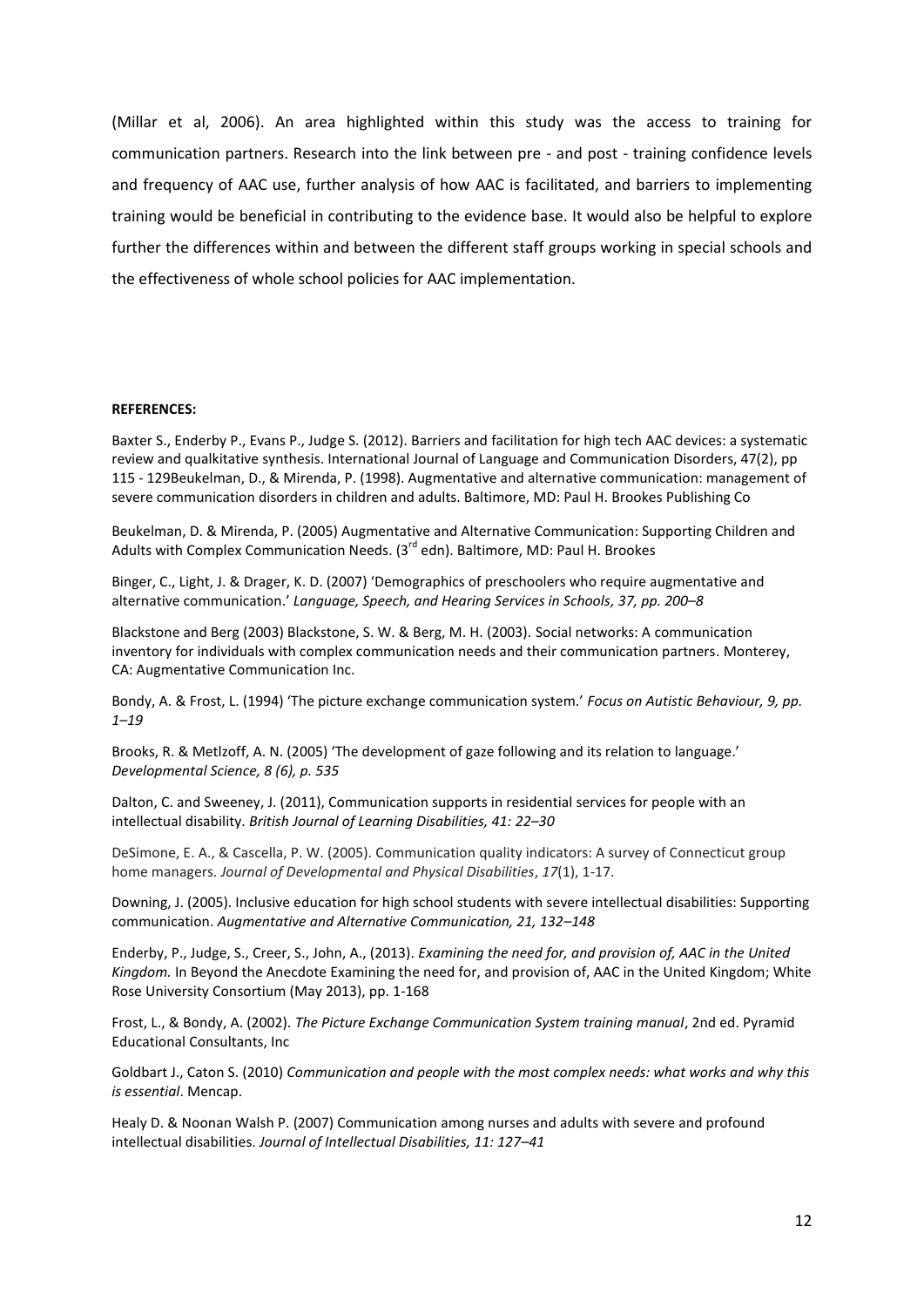(Millar et al, 2006). An area highlighted within this study was the access to training for communication partners. Research into the link between pre - and post - training confidence levels and frequency of AAC use, further analysis of how AAC is facilitated, and barriers to implementing training would be beneficial in contributing to the evidence base. It would also be helpful to explore further the differences within and between the different staff groups working in special schools and the effectiveness of whole school policies for AAC implementation.

**REFERENCES:**

Baxter S., Enderby P., Evans P., Judge S. (2012). Barriers and facilitation for high tech AAC devices: a systematic review and qualkitative synthesis. International Journal of Language and Communication Disorders, 47(2), pp 115 - 129Beukelman, D., & Mirenda, P. (1998). Augmentative and alternative communication: management of severe communication disorders in children and adults. Baltimore, MD: Paul H. Brookes Publishing Co

Beukelman, D. & Mirenda, P. (2005) Augmentative and Alternative Communication: Supporting Children and Adults with Complex Communication Needs. (3rd edn). Baltimore, MD: Paul H. Brookes

Binger, C., Light, J. & Drager, K. D. (2007) 'Demographics of preschoolers who require augmentative and alternative communication.' *Language, Speech, and Hearing Services in Schools, 37, pp. 200–8*

Blackstone and Berg (2003) Blackstone, S. W. & Berg, M. H. (2003). Social networks: A communication inventory for individuals with complex communication needs and their communication partners. Monterey, CA: Augmentative Communication Inc.

Bondy, A. & Frost, L. (1994) 'The picture exchange communication system.' *Focus on Autistic Behaviour, 9, pp. 1–19*

Brooks, R. & Metlzoff, A. N. (2005) 'The development of gaze following and its relation to language.' *Developmental Science, 8 (6), p. 535*

Dalton, C. and Sweeney, J. (2011), Communication supports in residential services for people with an intellectual disability. *British Journal of Learning Disabilities, 41: 22–30*

DeSimone, E. A., & Cascella, P. W. (2005). Communication quality indicators: A survey of Connecticut group home managers. *Journal of Developmental and Physical Disabilities*, *17*(1), 1-17.

Downing, J. (2005). Inclusive education for high school students with severe intellectual disabilities: Supporting communication. *Augmentative and Alternative Communication, 21, 132–148*

Enderby, P., Judge, S., Creer, S., John, A., (2013). *Examining the need for, and provision of, AAC in the United Kingdom.* In Beyond the Anecdote Examining the need for, and provision of, AAC in the United Kingdom; White Rose University Consortium (May 2013), pp. 1-168

Frost, L., & Bondy, A. (2002). *The Picture Exchange Communication System training manual*, 2nd ed. Pyramid Educational Consultants, Inc

Goldbart J., Caton S. (2010) *Communication and people with the most complex needs: what works and why this is essential*. Mencap.

Healy D. & Noonan Walsh P. (2007) Communication among nurses and adults with severe and profound intellectual disabilities. *Journal of Intellectual Disabilities, 11: 127–41*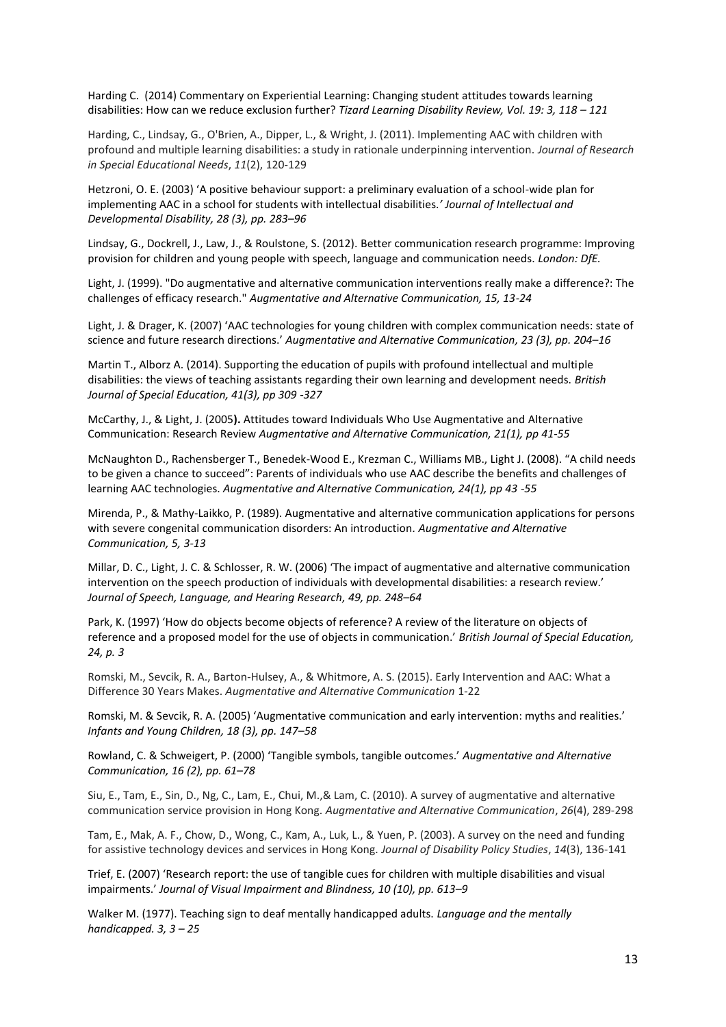Harding C. (2014) Commentary on Experiential Learning: Changing student attitudes towards learning disabilities: How can we reduce exclusion further? *Tizard Learning Disability Review, Vol. 19: 3, 118 – 121*

Harding, C., Lindsay, G., O'Brien, A., Dipper, L., & Wright, J. (2011). Implementing AAC with children with profound and multiple learning disabilities: a study in rationale underpinning intervention. *Journal of Research in Special Educational Needs*, *11*(2), 120-129

Hetzroni, O. E. (2003) 'A positive behaviour support: a preliminary evaluation of a school-wide plan for implementing AAC in a school for students with intellectual disabilities.' *Journal of Intellectual and Developmental Disability, 28 (3), pp. 283–96*

Lindsay, G., Dockrell, J., Law, J., & Roulstone, S. (2012). Better communication research programme: Improving provision for children and young people with speech, language and communication needs. *London: DfE.*

Light, J. (1999). "Do augmentative and alternative communication interventions really make a difference?: The challenges of efficacy research." *Augmentative and Alternative Communication, 15, 13-24*

Light, J. & Drager, K. (2007) 'AAC technologies for young children with complex communication needs: state of science and future research directions.' *Augmentative and Alternative Communication, 23 (3), pp. 204–16*

Martin T., Alborz A. (2014). Supporting the education of pupils with profound intellectual and multiple disabilities: the views of teaching assistants regarding their own learning and development needs. *British Journal of Special Education, 41(3), pp 309 -327*

McCarthy, J., & Light, J. (2005**).** Attitudes toward Individuals Who Use Augmentative and Alternative Communication: Research Review *Augmentative and Alternative Communication, 21(1), pp 41-55*

McNaughton D., Rachensberger T., Benedek-Wood E., Krezman C., Williams MB., Light J. (2008). "A child needs to be given a chance to succeed": Parents of individuals who use AAC describe the benefits and challenges of learning AAC technologies. *Augmentative and Alternative Communication, 24(1), pp 43 -55*

Mirenda, P., & Mathy-Laikko, P. (1989). Augmentative and alternative communication applications for persons with severe congenital communication disorders: An introduction. *Augmentative and Alternative Communication, 5, 3-13*

Millar, D. C., Light, J. C. & Schlosser, R. W. (2006) 'The impact of augmentative and alternative communication intervention on the speech production of individuals with developmental disabilities: a research review.' *Journal of Speech, Language, and Hearing Research, 49, pp. 248–64*

Park, K. (1997) 'How do objects become objects of reference? A review of the literature on objects of reference and a proposed model for the use of objects in communication.' *British Journal of Special Education, 24, p. 3*

Romski, M., Sevcik, R. A., Barton-Hulsey, A., & Whitmore, A. S. (2015). Early Intervention and AAC: What a Difference 30 Years Makes. *Augmentative and Alternative Communication* 1-22

Romski, M. & Sevcik, R. A. (2005) 'Augmentative communication and early intervention: myths and realities.' *Infants and Young Children, 18 (3), pp. 147–58*

Rowland, C. & Schweigert, P. (2000) 'Tangible symbols, tangible outcomes.' *Augmentative and Alternative Communication, 16 (2), pp. 61–78*

Siu, E., Tam, E., Sin, D., Ng, C., Lam, E., Chui, M.,& Lam, C. (2010). A survey of augmentative and alternative communication service provision in Hong Kong. *Augmentative and Alternative Communication*, *26*(4), 289-298

Tam, E., Mak, A. F., Chow, D., Wong, C., Kam, A., Luk, L., & Yuen, P. (2003). A survey on the need and funding for assistive technology devices and services in Hong Kong. *Journal of Disability Policy Studies*, *14*(3), 136-141

Trief, E. (2007) 'Research report: the use of tangible cues for children with multiple disabilities and visual impairments.' *Journal of Visual Impairment and Blindness, 10 (10), pp. 613–9*

Walker M. (1977). Teaching sign to deaf mentally handicapped adults. *Language and the mentally handicapped. 3, 3 – 25*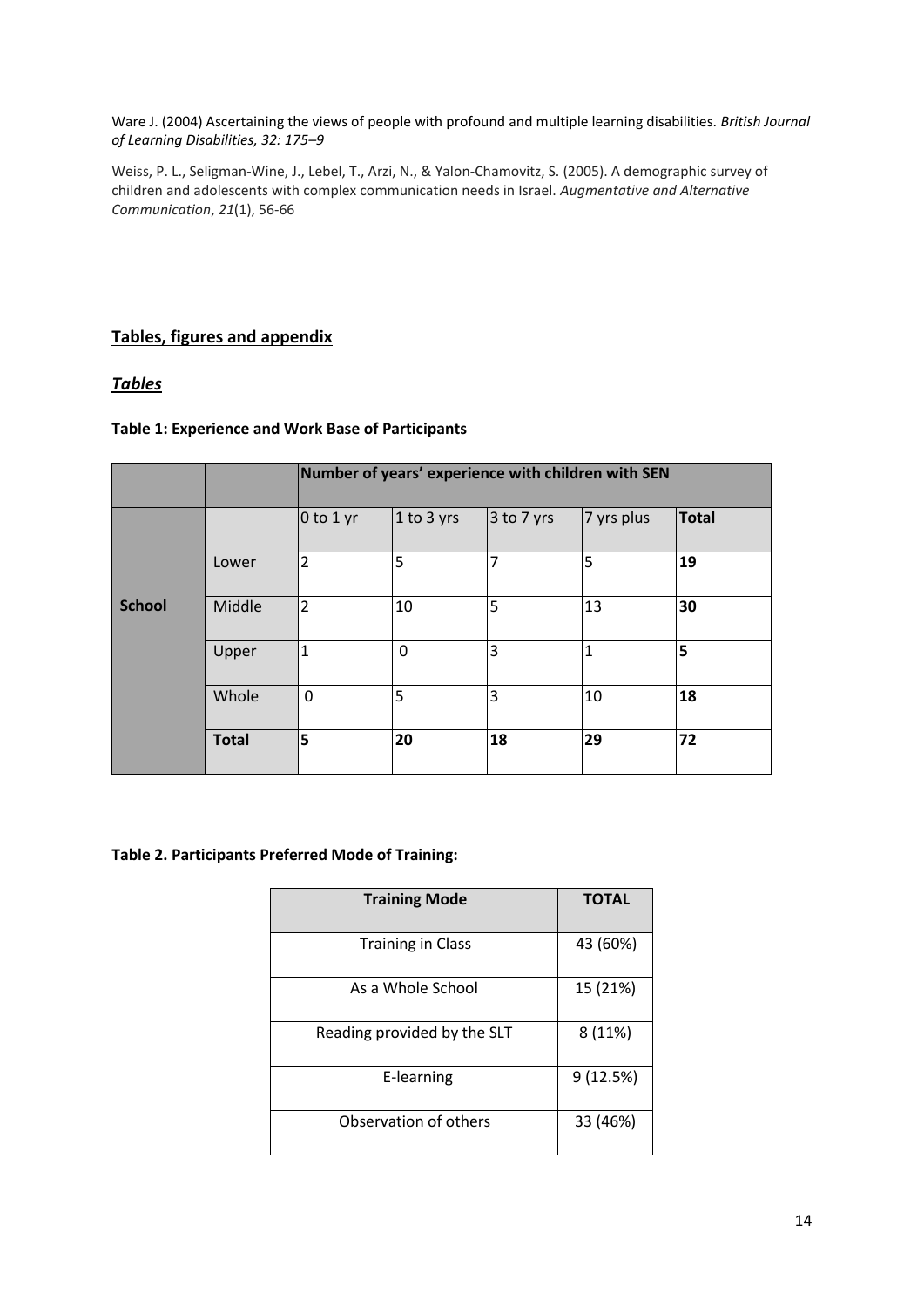Ware J. (2004) Ascertaining the views of people with profound and multiple learning disabilities. *British Journal of Learning Disabilities, 32: 175–9*

Weiss, P. L., Seligman-Wine, J., Lebel, T., Arzi, N., & Yalon-Chamovitz, S. (2005). A demographic survey of children and adolescents with complex communication needs in Israel. *Augmentative and Alternative Communication*, *21*(1), 56-66

## Tables, figures and appendix

### *Tables*

**Table 1: Experience and Work Base of Participants**

| | | **Number of years' experience with children with SEN** | | | | |
|---|---|---|---|---|---|---|
| | | 0 to 1 yr | 1 to 3 yrs | 3 to 7 yrs | 7 yrs plus | **Total** |
| **School** | Lower | 2 | 5 | 7 | 5 | **19** |
| | Middle | 2 | 10 | 5 | 13 | **30** |
| | Upper | 1 | 0 | 3 | 1 | **5** |
| | Whole | 0 | 5 | 3 | 10 | **18** |
| | **Total** | **5** | **20** | **18** | **29** | **72** |

**Table 2. Participants Preferred Mode of Training:**

| Training Mode | TOTAL |
|---|---|
| Training in Class | 43 (60%) |
| As a Whole School | 15 (21%) |
| Reading provided by the SLT | 8 (11%) |
| E-learning | 9 (12.5%) |
| Observation of others | 33 (46%) |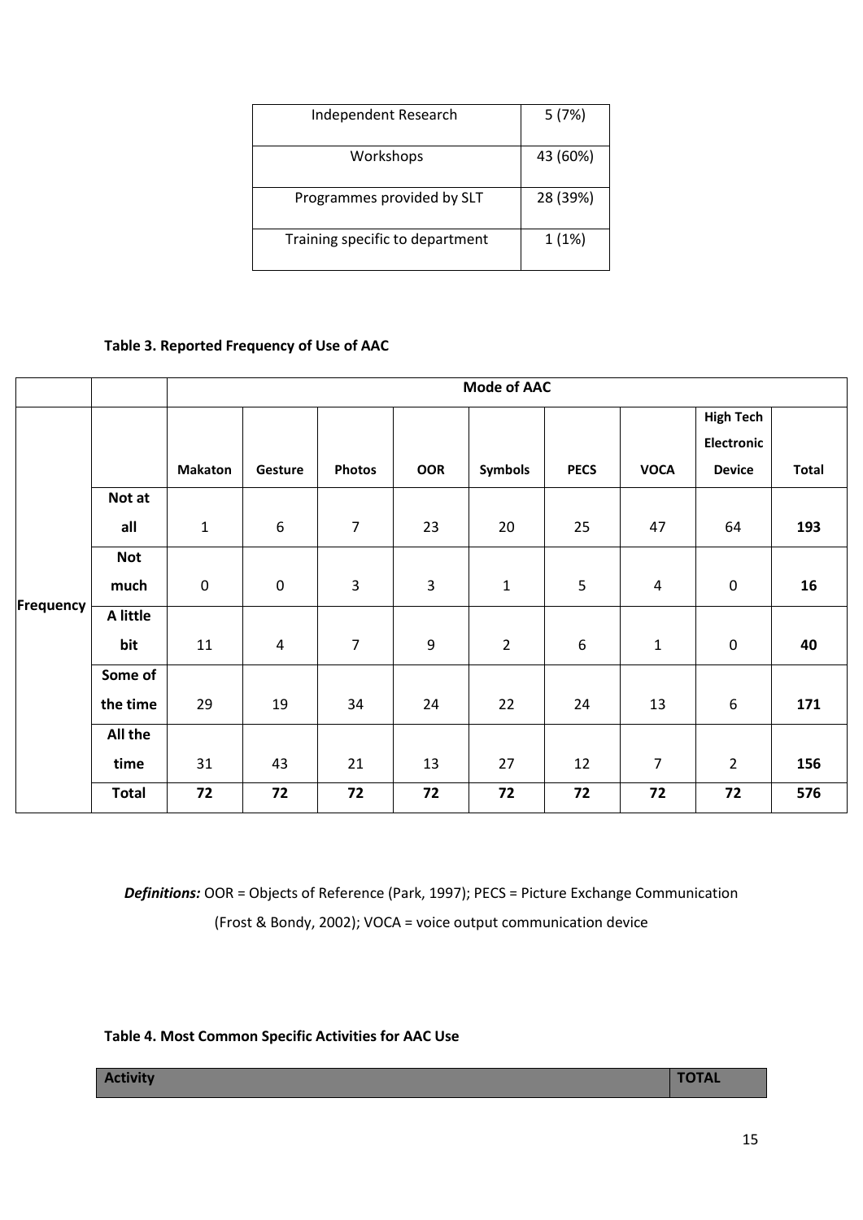| | |
|---|---|
| Independent Research | 5 (7%) |
| Workshops | 43 (60%) |
| Programmes provided by SLT | 28 (39%) |
| Training specific to department | 1 (1%) |

**Table 3. Reported Frequency of Use of AAC**

| | | **Mode of AAC** | | | | | | | | |
|---|---|---|---|---|---|---|---|---|---|---|
| | | **Makaton** | **Gesture** | **Photos** | **OOR** | **Symbols** | **PECS** | **VOCA** | **High Tech Electronic Device** | **Total** |
| **Frequency** | **Not at all** | 1 | 6 | 7 | 23 | 20 | 25 | 47 | 64 | **193** |
| | **Not much** | 0 | 0 | 3 | 3 | 1 | 5 | 4 | 0 | **16** |
| | **A little bit** | 11 | 4 | 7 | 9 | 2 | 6 | 1 | 0 | **40** |
| | **Some of the time** | 29 | 19 | 34 | 24 | 22 | 24 | 13 | 6 | **171** |
| | **All the time** | 31 | 43 | 21 | 13 | 27 | 12 | 7 | 2 | **156** |
| | **Total** | **72** | **72** | **72** | **72** | **72** | **72** | **72** | **72** | **576** |

***Definitions:*** OOR = Objects of Reference (Park, 1997); PECS = Picture Exchange Communication (Frost & Bondy, 2002); VOCA = voice output communication device

**Table 4. Most Common Specific Activities for AAC Use**

| **Activity** | **TOTAL** |
|---|---|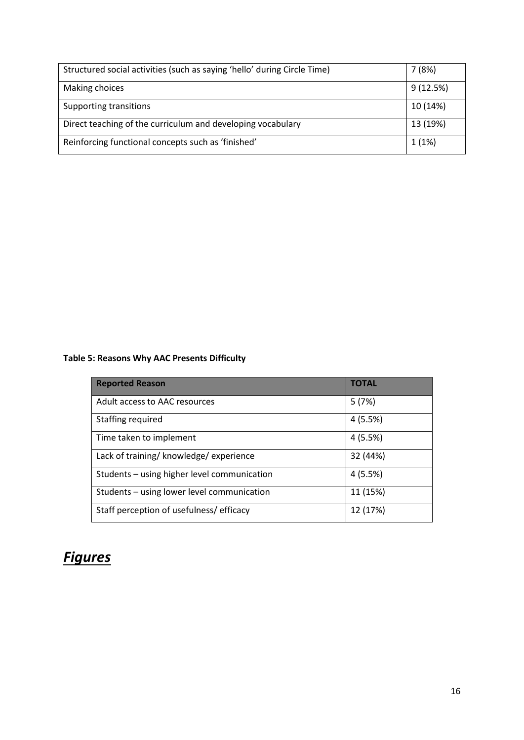| | |
|---|---|
| Structured social activities (such as saying 'hello' during Circle Time) | 7 (8%) |
| Making choices | 9 (12.5%) |
| Supporting transitions | 10 (14%) |
| Direct teaching of the curriculum and developing vocabulary | 13 (19%) |
| Reinforcing functional concepts such as 'finished' | 1 (1%) |

**Table 5: Reasons Why AAC Presents Difficulty**

| Reported Reason | TOTAL |
|---|---|
| Adult access to AAC resources | 5 (7%) |
| Staffing required | 4 (5.5%) |
| Time taken to implement | 4 (5.5%) |
| Lack of training/ knowledge/ experience | 32 (44%) |
| Students – using higher level communication | 4 (5.5%) |
| Students – using lower level communication | 11 (15%) |
| Staff perception of usefulness/ efficacy | 12 (17%) |

# ***Figures***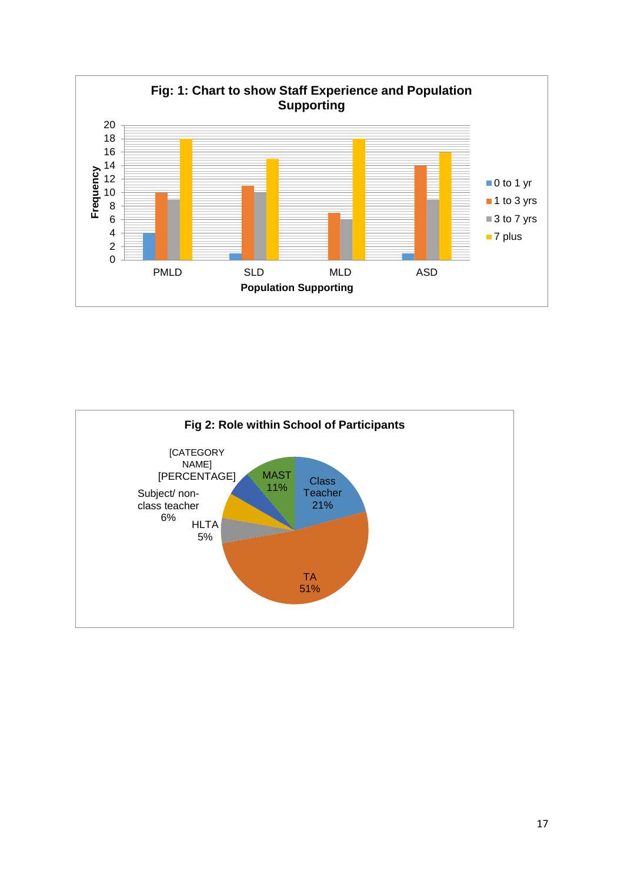**Fig: 1: Chart to show Staff Experience and Population Supporting**

| Population Supporting | 0 to 1 yr | 1 to 3 yrs | 3 to 7 yrs | 7 plus |
|---|---|---|---|---|
| PMLD | 4 | 10 | 9 | 18 |
| SLD | 1 | 11 | 10 | 15 |
| MLD | | 7 | 6 | 18 |
| ASD | 1 | 14 | 9 | 16 |

**Fig 2: Role within School of Participants**

| Role | Percentage |
|---|---|
| Class Teacher | 21% |
| TA | 51% |
| HLTA | 5% |
| Subject/ non-class teacher | 6% |
| [CATEGORY NAME] | [PERCENTAGE] |
| MAST | 11% |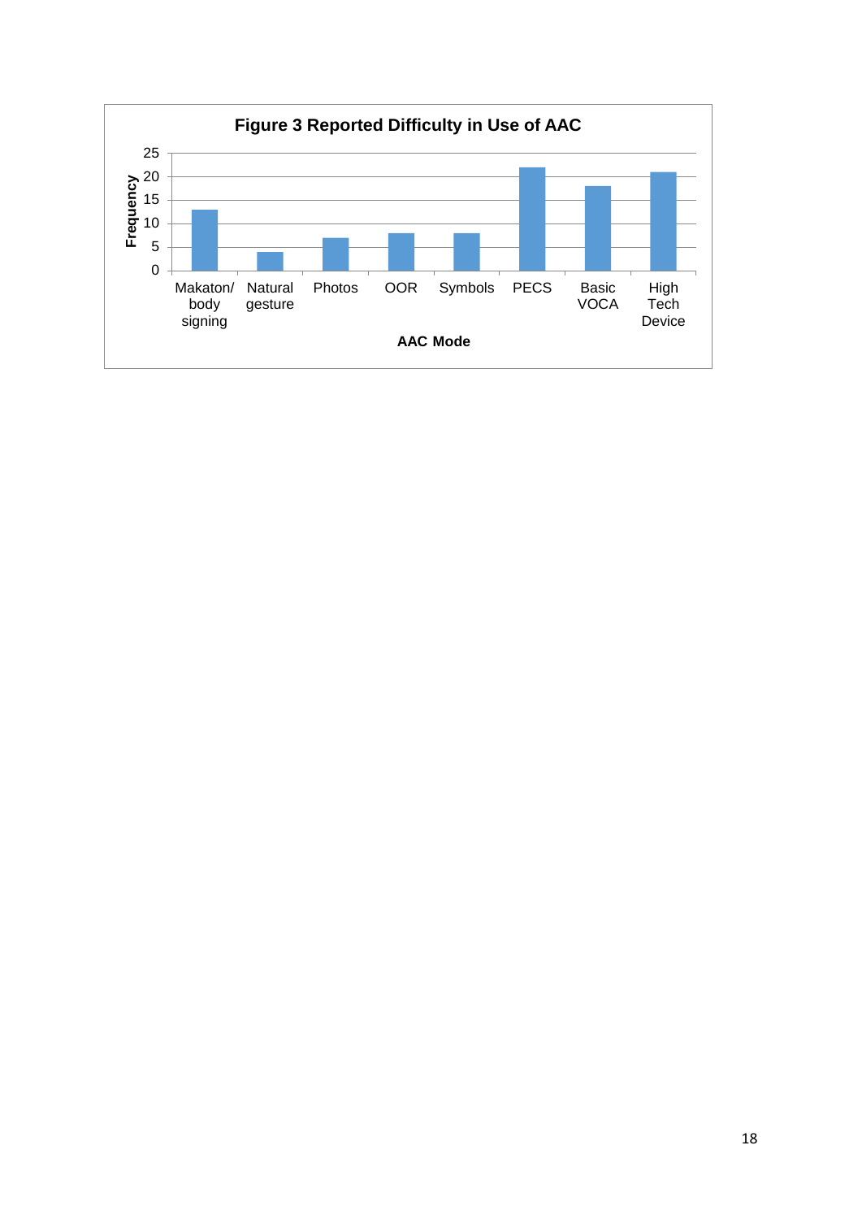**Figure 3 Reported Difficulty in Use of AAC**

Frequency

25
20
15
10
5
0

Makaton/ body signing
Natural gesture
Photos
OOR
Symbols
PECS
Basic VOCA
High Tech Device

AAC Mode